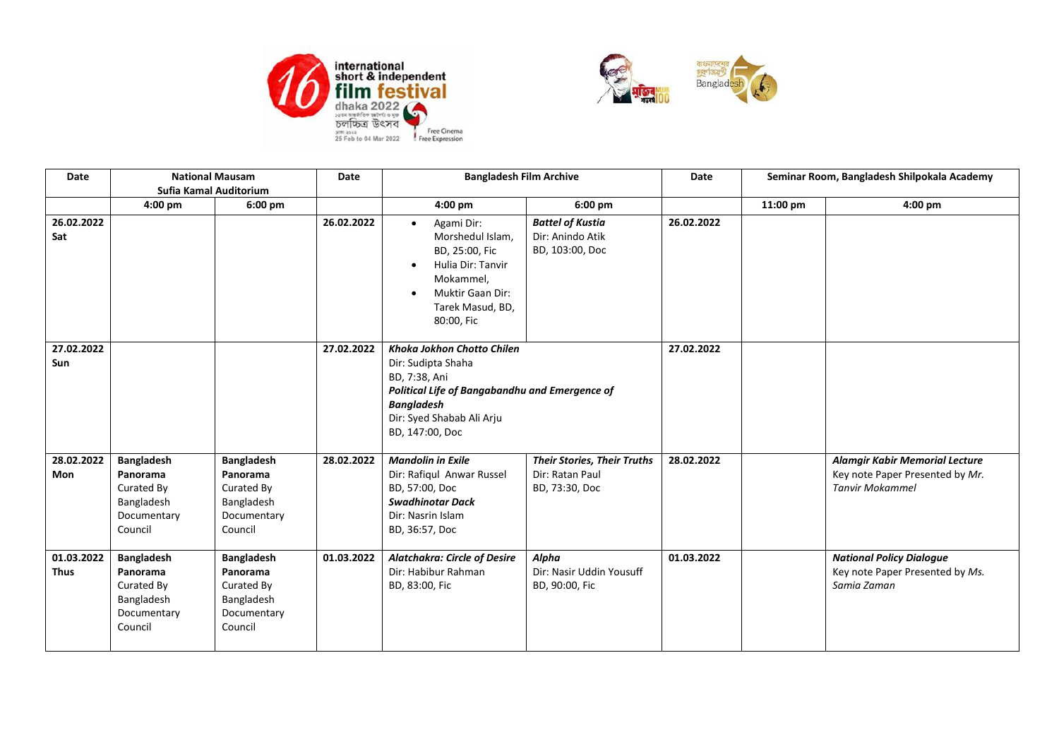international short & independent film festival dhaka 2022

১৫তম আন্তর্জাতিক স্বল্পদৈর্ঘ্য ও মুক্ত চলচ্চিত্র উৎসব

ঢাকা ২০২২

25 Feb to 04 Mar 2022

Free Cinema Free Expression

| Date | National Mausam Sufia Kamal Auditorium | | Date | Bangladesh Film Archive | | Date | Seminar Room, Bangladesh Shilpokala Academy | |
|---|---|---|---|---|---|---|---|---|
| | **4:00 pm** | **6:00 pm** | | **4:00 pm** | **6:00 pm** | | **11:00 pm** | **4:00 pm** |
| **26.02.2022 Sat** | | | **26.02.2022** | • Agami Dir: Morshedul Islam, BD, 25:00, Fic<br>• Hulia Dir: Tanvir Mokammel,<br>• Muktir Gaan Dir: Tarek Masud, BD, 80:00, Fic | ***Battel of Kustia***<br>Dir: Anindo Atik<br>BD, 103:00, Doc | **26.02.2022** | | |
| **27.02.2022 Sun** | | | **27.02.2022** | ***Khoka Jokhon Chotto Chilen***<br>Dir: Sudipta Shaha<br>BD, 7:38, Ani<br>***Political Life of Bangabandhu and Emergence of Bangladesh***<br>Dir: Syed Shabab Ali Arju<br>BD, 147:00, Doc | | **27.02.2022** | | |
| **28.02.2022 Mon** | **Bangladesh Panorama**<br>Curated By Bangladesh Documentary Council | **Bangladesh Panorama**<br>Curated By Bangladesh Documentary Council | **28.02.2022** | ***Mandolin in Exile***<br>Dir: Rafiqul Anwar Russel<br>BD, 57:00, Doc<br>***Swadhinotar Dack***<br>Dir: Nasrin Islam<br>BD, 36:57, Doc | ***Their Stories, Their Truths***<br>Dir: Ratan Paul<br>BD, 73:30, Doc | **28.02.2022** | | ***Alamgir Kabir Memorial Lecture***<br>Key note Paper Presented by *Mr. Tanvir Mokammel* |
| **01.03.2022 Thus** | **Bangladesh Panorama**<br>Curated By Bangladesh Documentary Council | **Bangladesh Panorama**<br>Curated By Bangladesh Documentary Council | **01.03.2022** | ***Alatchakra: Circle of Desire***<br>Dir: Habibur Rahman<br>BD, 83:00, Fic | ***Alpha***<br>Dir: Nasir Uddin Yousuff<br>BD, 90:00, Fic | **01.03.2022** | | ***National Policy Dialogue***<br>Key note Paper Presented by *Ms. Samia Zaman* |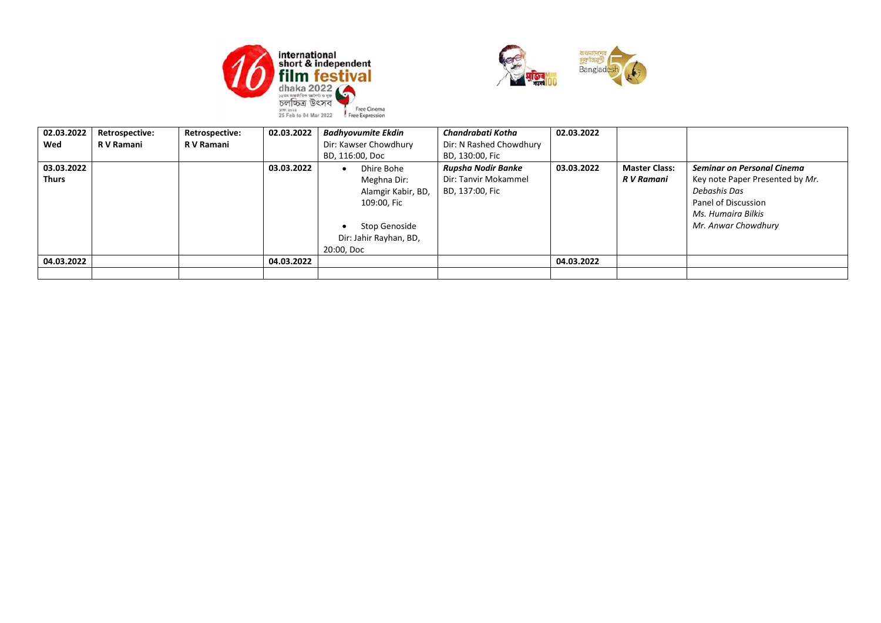international short & independent film festival dhaka 2022

১৬তম আন্তর্জাতিক স্বল্পদৈর্ঘ্য ও মুক্ত চলচ্চিত্র উৎসব

Free Cinema Free Expression

25 Feb to 04 Mar 2022

মুজিব শতবর্ষ 100

বাংলাদেশের সুবর্ণজয়ন্তী Bangladesh 50

| | | | | | | | | |
|---|---|---|---|---|---|---|---|---|
| **02.03.2022 Wed** | **Retrospective: R V Ramani** | **Retrospective: R V Ramani** | **02.03.2022** | ***Badhyovumite Ekdin*** Dir: Kawser Chowdhury BD, 116:00, Doc | ***Chandrabati Kotha*** Dir: N Rashed Chowdhury BD, 130:00, Fic | **02.03.2022** | | |
| **03.03.2022 Thurs** | | | **03.03.2022** | • Dhire Bohe Meghna Dir: Alamgir Kabir, BD, 109:00, Fic • Stop Genoside Dir: Jahir Rayhan, BD, 20:00, Doc | ***Rupsha Nodir Banke*** Dir: Tanvir Mokammel BD, 137:00, Fic | **03.03.2022** | **Master Class: *R V Ramani*** | ***Seminar on Personal Cinema*** Key note Paper Presented by *Mr. Debashis Das* Panel of Discussion *Ms. Humaira Bilkis* *Mr. Anwar Chowdhury* |
| **04.03.2022** | | | **04.03.2022** | | | **04.03.2022** | | |
| | | | | | | | | |